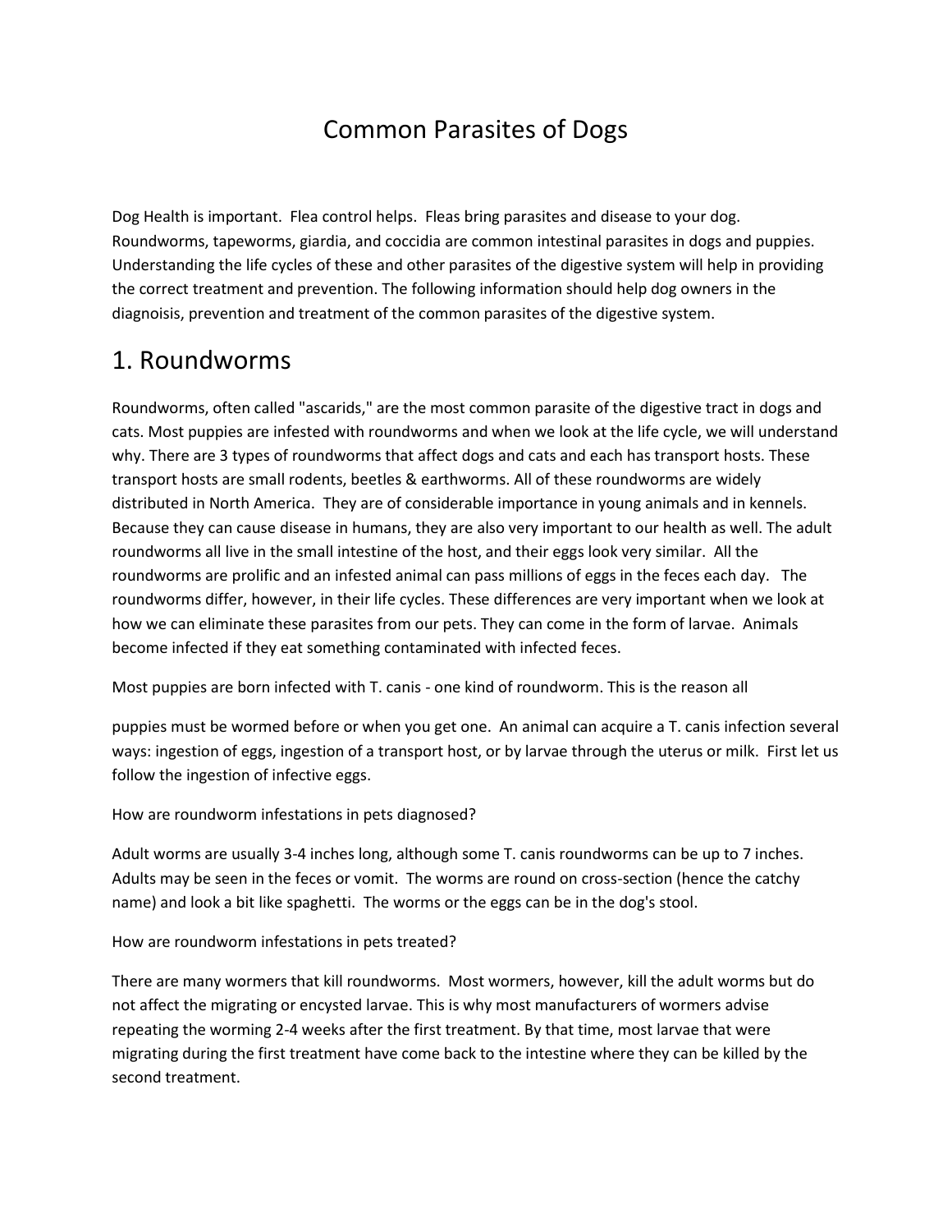# Common Parasites of Dogs

Dog Health is important. Flea control helps. Fleas bring parasites and disease to your dog. Roundworms, tapeworms, giardia, and coccidia are common intestinal parasites in dogs and puppies. Understanding the life cycles of these and other parasites of the digestive system will help in providing the correct treatment and prevention. The following information should help dog owners in the diagnoisis, prevention and treatment of the common parasites of the digestive system.

## 1. Roundworms

Roundworms, often called "ascarids," are the most common parasite of the digestive tract in dogs and cats. Most puppies are infested with roundworms and when we look at the life cycle, we will understand why. There are 3 types of roundworms that affect dogs and cats and each has transport hosts. These transport hosts are small rodents, beetles & earthworms. All of these roundworms are widely distributed in North America. They are of considerable importance in young animals and in kennels. Because they can cause disease in humans, they are also very important to our health as well. The adult roundworms all live in the small intestine of the host, and their eggs look very similar. All the roundworms are prolific and an infested animal can pass millions of eggs in the feces each day. The roundworms differ, however, in their life cycles. These differences are very important when we look at how we can eliminate these parasites from our pets. They can come in the form of larvae. Animals become infected if they eat something contaminated with infected feces.

Most puppies are born infected with T. canis - one kind of roundworm. This is the reason all puppies must be wormed before or when you get one. An animal can acquire a T. canis infection several ways: ingestion of eggs, ingestion of a transport host, or by larvae through the uterus or milk. First let us follow the ingestion of infective eggs.

How are roundworm infestations in pets diagnosed?

Adult worms are usually 3-4 inches long, although some T. canis roundworms can be up to 7 inches. Adults may be seen in the feces or vomit. The worms are round on cross-section (hence the catchy name) and look a bit like spaghetti. The worms or the eggs can be in the dog's stool.

How are roundworm infestations in pets treated?

There are many wormers that kill roundworms. Most wormers, however, kill the adult worms but do not affect the migrating or encysted larvae. This is why most manufacturers of wormers advise repeating the worming 2-4 weeks after the first treatment. By that time, most larvae that were migrating during the first treatment have come back to the intestine where they can be killed by the second treatment.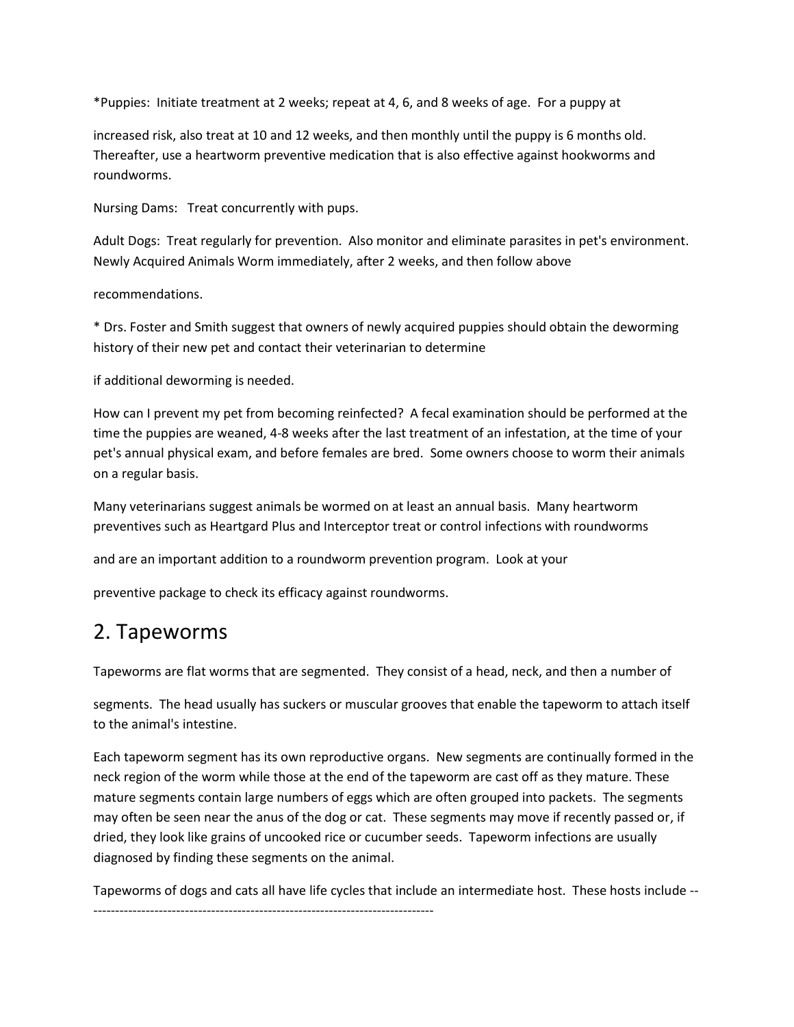*Puppies: Initiate treatment at 2 weeks; repeat at 4, 6, and 8 weeks of age. For a puppy at increased risk, also treat at 10 and 12 weeks, and then monthly until the puppy is 6 months old. Thereafter, use a heartworm preventive medication that is also effective against hookworms and roundworms.

Nursing Dams: Treat concurrently with pups.

Adult Dogs: Treat regularly for prevention. Also monitor and eliminate parasites in pet's environment. Newly Acquired Animals Worm immediately, after 2 weeks, and then follow above recommendations.

* Drs. Foster and Smith suggest that owners of newly acquired puppies should obtain the deworming history of their new pet and contact their veterinarian to determine if additional deworming is needed.

How can I prevent my pet from becoming reinfected? A fecal examination should be performed at the time the puppies are weaned, 4-8 weeks after the last treatment of an infestation, at the time of your pet's annual physical exam, and before females are bred. Some owners choose to worm their animals on a regular basis.

Many veterinarians suggest animals be wormed on at least an annual basis. Many heartworm preventives such as Heartgard Plus and Interceptor treat or control infections with roundworms and are an important addition to a roundworm prevention program. Look at your preventive package to check its efficacy against roundworms.

## 2. Tapeworms

Tapeworms are flat worms that are segmented. They consist of a head, neck, and then a number of segments. The head usually has suckers or muscular grooves that enable the tapeworm to attach itself to the animal's intestine.

Each tapeworm segment has its own reproductive organs. New segments are continually formed in the neck region of the worm while those at the end of the tapeworm are cast off as they mature. These mature segments contain large numbers of eggs which are often grouped into packets. The segments may often be seen near the anus of the dog or cat. These segments may move if recently passed or, if dried, they look like grains of uncooked rice or cucumber seeds. Tapeworm infections are usually diagnosed by finding these segments on the animal.

Tapeworms of dogs and cats all have life cycles that include an intermediate host. These hosts include ---------------------------------------------------------------------------------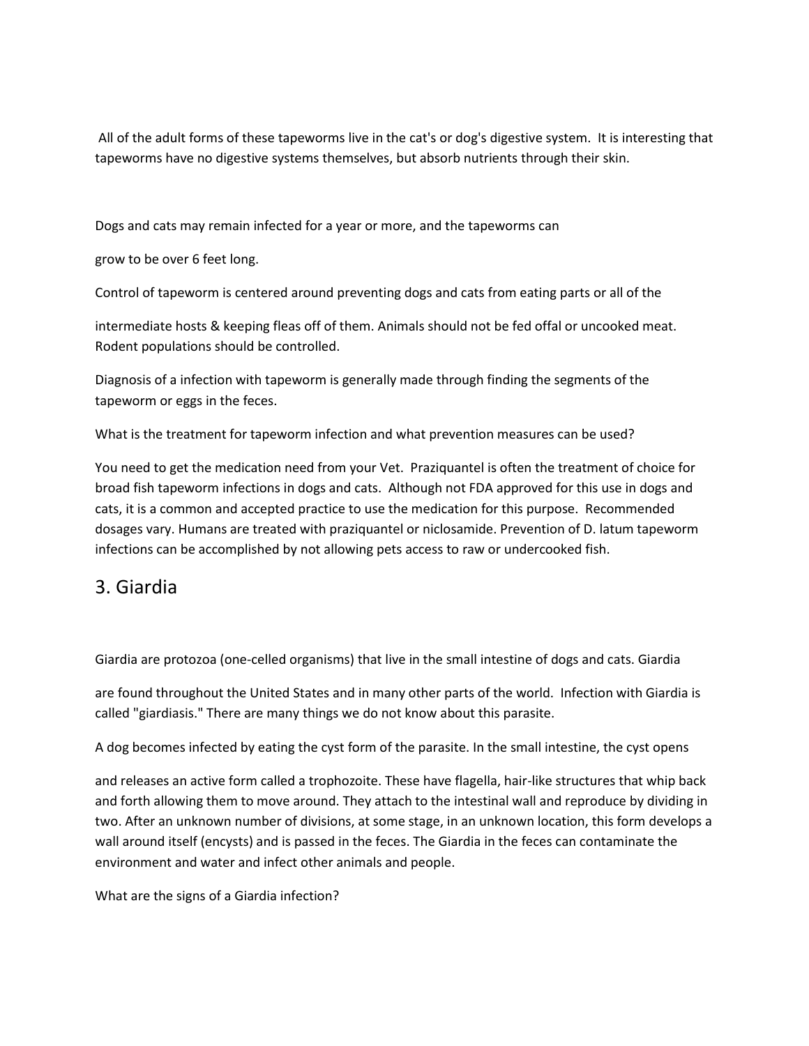All of the adult forms of these tapeworms live in the cat's or dog's digestive system. It is interesting that tapeworms have no digestive systems themselves, but absorb nutrients through their skin.

Dogs and cats may remain infected for a year or more, and the tapeworms can grow to be over 6 feet long.

Control of tapeworm is centered around preventing dogs and cats from eating parts or all of the intermediate hosts & keeping fleas off of them. Animals should not be fed offal or uncooked meat. Rodent populations should be controlled.

Diagnosis of a infection with tapeworm is generally made through finding the segments of the tapeworm or eggs in the feces.

What is the treatment for tapeworm infection and what prevention measures can be used?

You need to get the medication need from your Vet. Praziquantel is often the treatment of choice for broad fish tapeworm infections in dogs and cats. Although not FDA approved for this use in dogs and cats, it is a common and accepted practice to use the medication for this purpose. Recommended dosages vary. Humans are treated with praziquantel or niclosamide. Prevention of D. latum tapeworm infections can be accomplished by not allowing pets access to raw or undercooked fish.

## 3. Giardia

Giardia are protozoa (one-celled organisms) that live in the small intestine of dogs and cats. Giardia are found throughout the United States and in many other parts of the world. Infection with Giardia is called "giardiasis." There are many things we do not know about this parasite.

A dog becomes infected by eating the cyst form of the parasite. In the small intestine, the cyst opens and releases an active form called a trophozoite. These have flagella, hair-like structures that whip back and forth allowing them to move around. They attach to the intestinal wall and reproduce by dividing in two. After an unknown number of divisions, at some stage, in an unknown location, this form develops a wall around itself (encysts) and is passed in the feces. The Giardia in the feces can contaminate the environment and water and infect other animals and people.

What are the signs of a Giardia infection?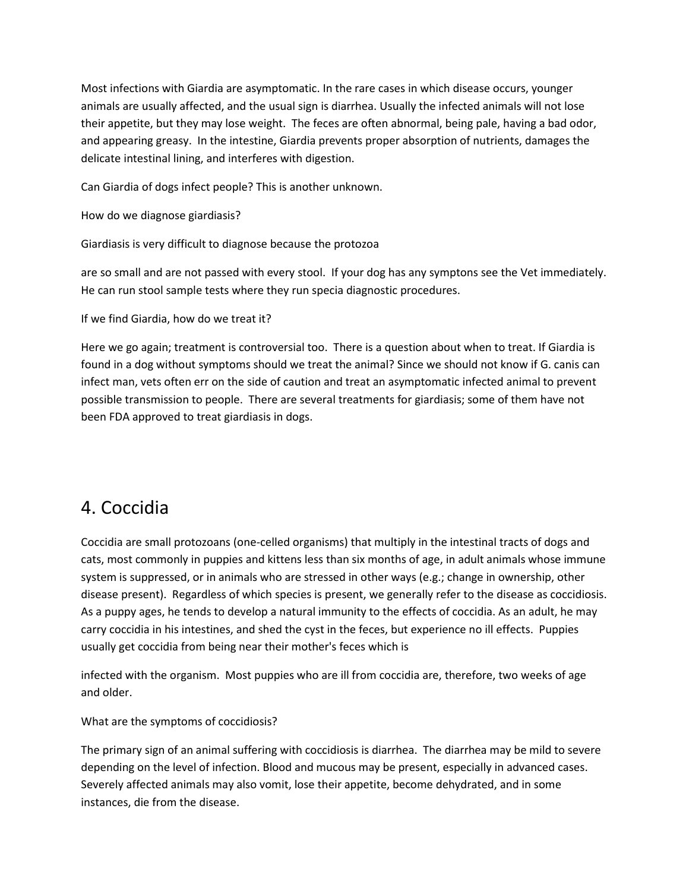Most infections with Giardia are asymptomatic. In the rare cases in which disease occurs, younger animals are usually affected, and the usual sign is diarrhea. Usually the infected animals will not lose their appetite, but they may lose weight. The feces are often abnormal, being pale, having a bad odor, and appearing greasy. In the intestine, Giardia prevents proper absorption of nutrients, damages the delicate intestinal lining, and interferes with digestion.

Can Giardia of dogs infect people? This is another unknown.

How do we diagnose giardiasis?

Giardiasis is very difficult to diagnose because the protozoa are so small and are not passed with every stool. If your dog has any symptons see the Vet immediately. He can run stool sample tests where they run specia diagnostic procedures.

If we find Giardia, how do we treat it?

Here we go again; treatment is controversial too. There is a question about when to treat. If Giardia is found in a dog without symptoms should we treat the animal? Since we should not know if G. canis can infect man, vets often err on the side of caution and treat an asymptomatic infected animal to prevent possible transmission to people. There are several treatments for giardiasis; some of them have not been FDA approved to treat giardiasis in dogs.

# 4. Coccidia

Coccidia are small protozoans (one-celled organisms) that multiply in the intestinal tracts of dogs and cats, most commonly in puppies and kittens less than six months of age, in adult animals whose immune system is suppressed, or in animals who are stressed in other ways (e.g.; change in ownership, other disease present). Regardless of which species is present, we generally refer to the disease as coccidiosis. As a puppy ages, he tends to develop a natural immunity to the effects of coccidia. As an adult, he may carry coccidia in his intestines, and shed the cyst in the feces, but experience no ill effects. Puppies usually get coccidia from being near their mother's feces which is infected with the organism. Most puppies who are ill from coccidia are, therefore, two weeks of age and older.

What are the symptoms of coccidiosis?

The primary sign of an animal suffering with coccidiosis is diarrhea. The diarrhea may be mild to severe depending on the level of infection. Blood and mucous may be present, especially in advanced cases. Severely affected animals may also vomit, lose their appetite, become dehydrated, and in some instances, die from the disease.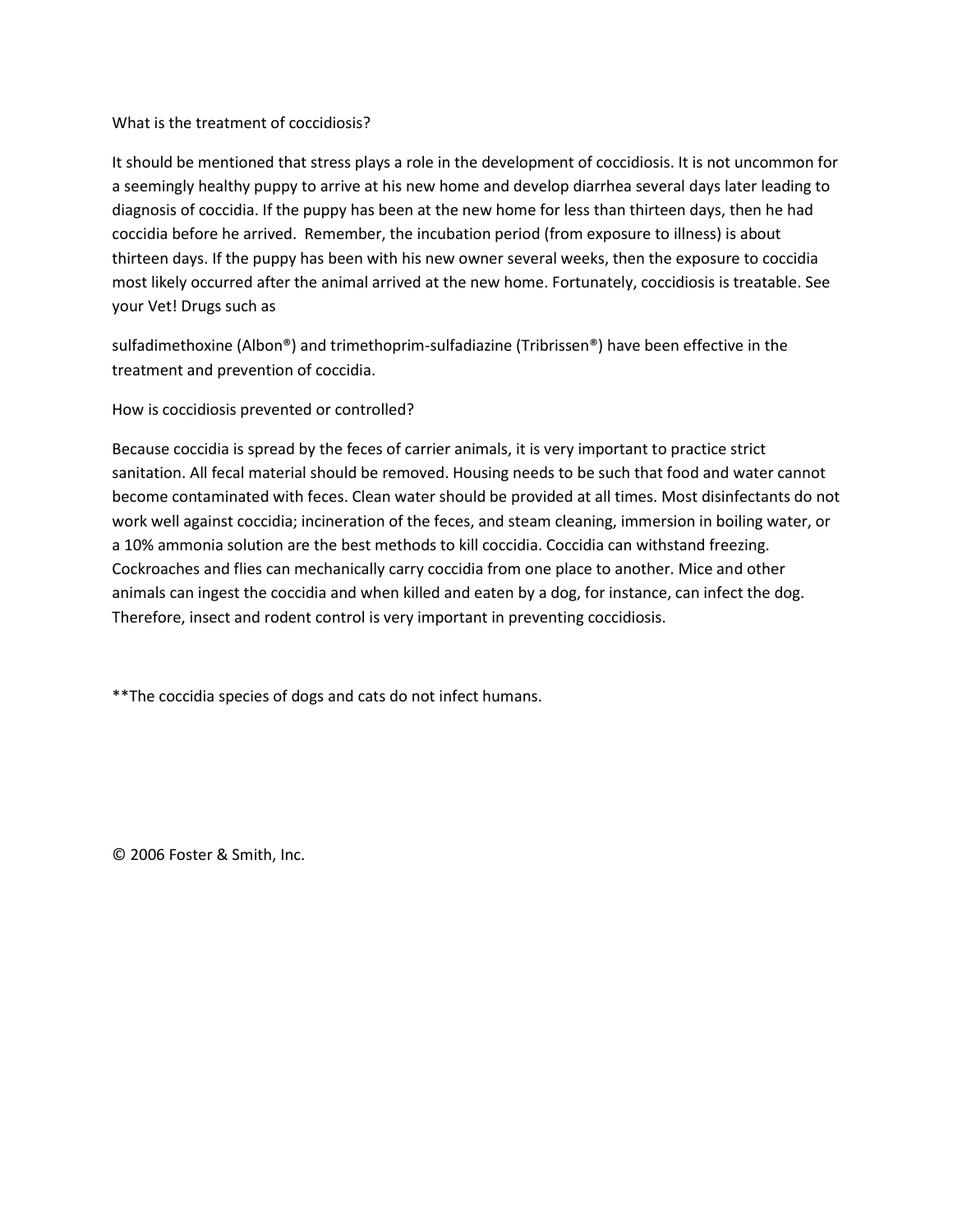## What is the treatment of coccidiosis?

It should be mentioned that stress plays a role in the development of coccidiosis. It is not uncommon for a seemingly healthy puppy to arrive at his new home and develop diarrhea several days later leading to diagnosis of coccidia. If the puppy has been at the new home for less than thirteen days, then he had coccidia before he arrived. Remember, the incubation period (from exposure to illness) is about thirteen days. If the puppy has been with his new owner several weeks, then the exposure to coccidia most likely occurred after the animal arrived at the new home. Fortunately, coccidiosis is treatable. See your Vet! Drugs such as

sulfadimethoxine (Albon®) and trimethoprim-sulfadiazine (Tribrissen®) have been effective in the treatment and prevention of coccidia.

## How is coccidiosis prevented or controlled?

Because coccidia is spread by the feces of carrier animals, it is very important to practice strict sanitation. All fecal material should be removed. Housing needs to be such that food and water cannot become contaminated with feces. Clean water should be provided at all times. Most disinfectants do not work well against coccidia; incineration of the feces, and steam cleaning, immersion in boiling water, or a 10% ammonia solution are the best methods to kill coccidia. Coccidia can withstand freezing. Cockroaches and flies can mechanically carry coccidia from one place to another. Mice and other animals can ingest the coccidia and when killed and eaten by a dog, for instance, can infect the dog. Therefore, insect and rodent control is very important in preventing coccidiosis.

**The coccidia species of dogs and cats do not infect humans.

© 2006 Foster & Smith, Inc.